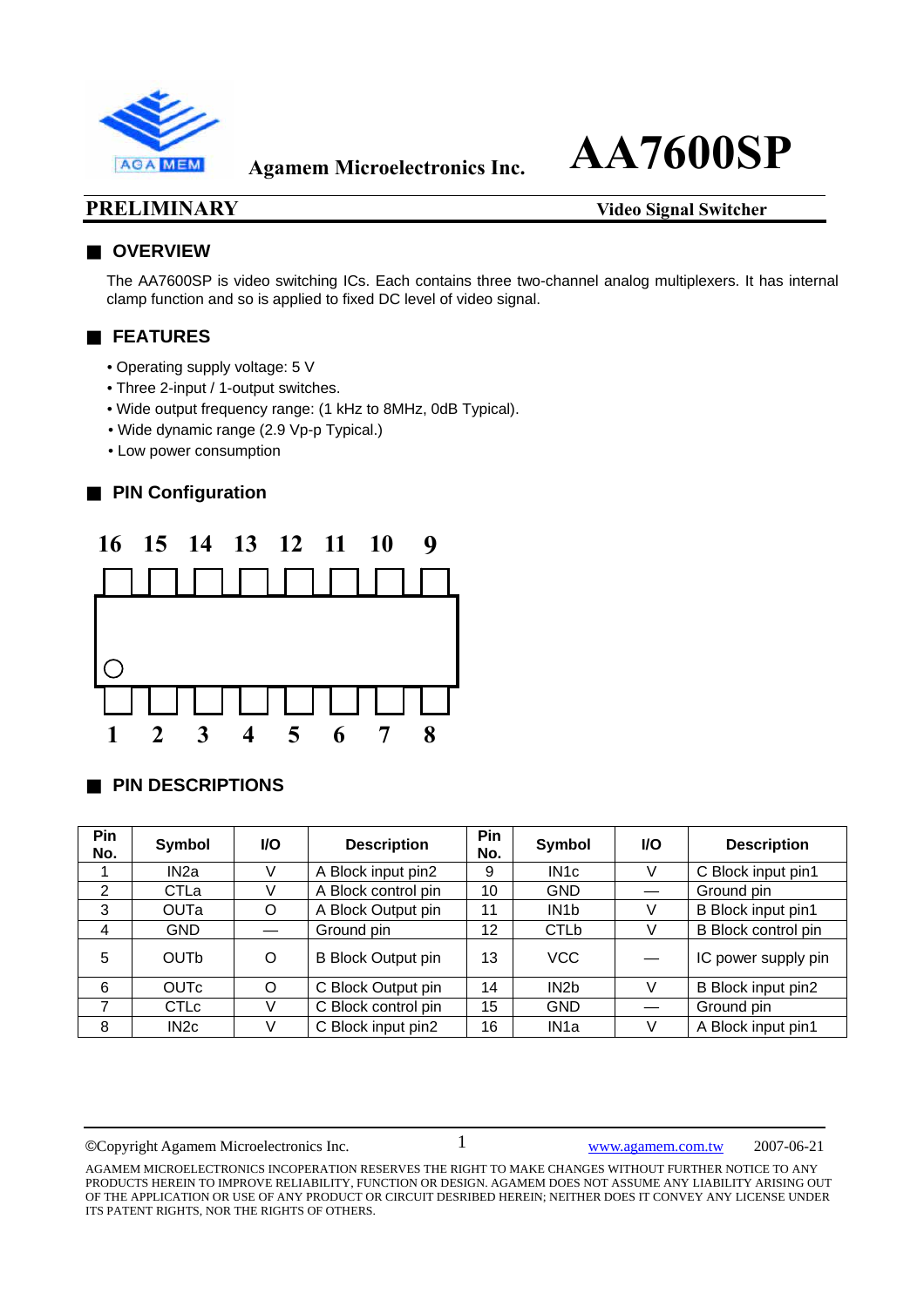Agamem Microelectronics Inc.

# AA7600SP

**PRELIMINARY** — **Video Signal Switcher**

## OVERVIEW

The AA7600SP is video switching ICs. Each contains three two-channel analog multiplexers. It has internal clamp function and so is applied to fixed DC level of video signal.

## FEATURES

- Operating supply voltage: 5 V
- Three 2-input / 1-output switches.
- Wide output frequency range: (1 kHz to 8MHz, 0dB Typical).
- Wide dynamic range (2.9 Vp-p Typical.)
- Low power consumption

## PIN Configuration

16 15 14 13 12 11 10 9

1 2 3 4 5 6 7 8

## PIN DESCRIPTIONS

| Pin No. | Symbol | I/O | Description | Pin No. | Symbol | I/O | Description |
|---|---|---|---|---|---|---|---|
| 1 | IN2a | V | A Block input pin2 | 9 | IN1c | V | C Block input pin1 |
| 2 | CTLa | V | A Block control pin | 10 | GND | — | Ground pin |
| 3 | OUTa | O | A Block Output pin | 11 | IN1b | V | B Block input pin1 |
| 4 | GND | — | Ground pin | 12 | CTLb | V | B Block control pin |
| 5 | OUTb | O | B Block Output pin | 13 | VCC | — | IC power supply pin |
| 6 | OUTc | O | C Block Output pin | 14 | IN2b | V | B Block input pin2 |
| 7 | CTLc | V | C Block control pin | 15 | GND | — | Ground pin |
| 8 | IN2c | V | C Block input pin2 | 16 | IN1a | V | A Block input pin1 |

©Copyright Agamem Microelectronics Inc. www.agamem.com.tw 2007-06-21

AGAMEM MICROELECTRONICS INCOPERATION RESERVES THE RIGHT TO MAKE CHANGES WITHOUT FURTHER NOTICE TO ANY PRODUCTS HEREIN TO IMPROVE RELIABILITY, FUNCTION OR DESIGN. AGAMEM DOES NOT ASSUME ANY LIABILITY ARISING OUT OF THE APPLICATION OR USE OF ANY PRODUCT OR CIRCUIT DESRIBED HEREIN; NEITHER DOES IT CONVEY ANY LICENSE UNDER ITS PATENT RIGHTS, NOR THE RIGHTS OF OTHERS.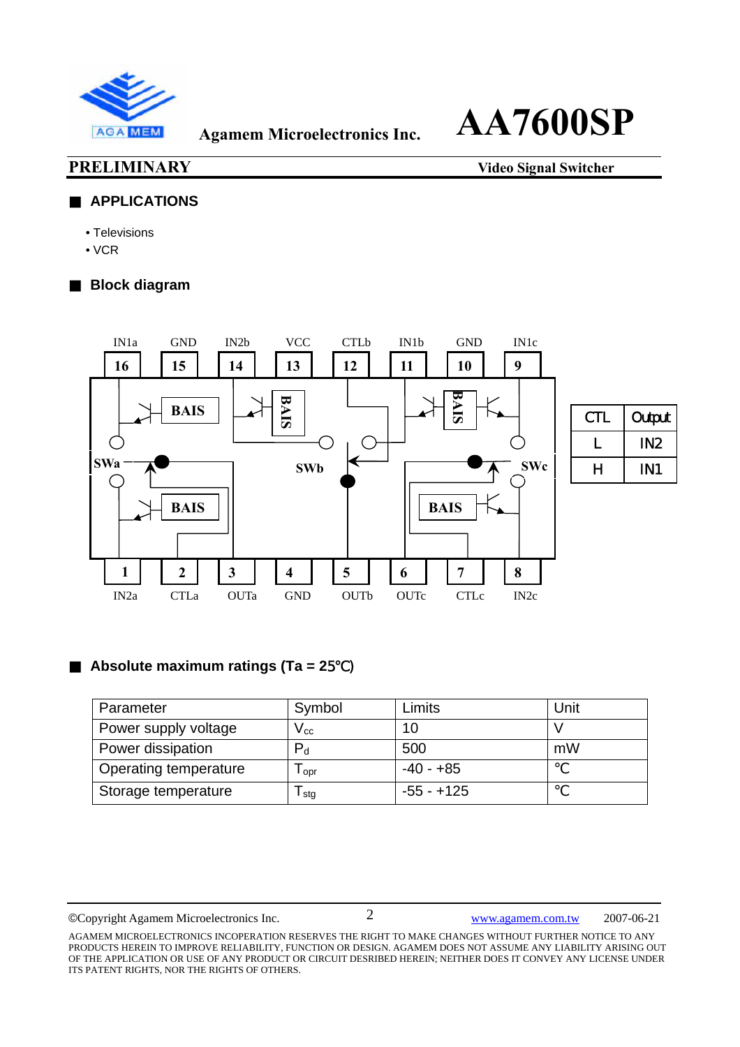**PRELIMINARY** — **Video Signal Switcher**

## APPLICATIONS

- Televisions
- VCR

## Block diagram

| CTL | Output |
|---|---|
| L | IN2 |
| H | IN1 |

Pin assignments:

| Pin | Name | Pin | Name |
|---|---|---|---|
| 1 | IN2a | 16 | IN1a |
| 2 | CTLa | 15 | GND |
| 3 | OUTa | 14 | IN2b |
| 4 | GND | 13 | VCC |
| 5 | OUTb | 12 | CTLb |
| 6 | OUTc | 11 | IN1b |
| 7 | CTLc | 10 | GND |
| 8 | IN2c | 9 | IN1c |

## Absolute maximum ratings (Ta = 25℃)

| Parameter | Symbol | Limits | Unit |
|---|---|---|---|
| Power supply voltage | $V_{cc}$ | 10 | V |
| Power dissipation | $P_d$ | 500 | mW |
| Operating temperature | $T_{opr}$ | -40 - +85 | ℃ |
| Storage temperature | $T_{stg}$ | -55 - +125 | ℃ |

©Copyright Agamem Microelectronics Inc. www.agamem.com.tw 2007-06-21

AGAMEM MICROELECTRONICS INCOPERATION RESERVES THE RIGHT TO MAKE CHANGES WITHOUT FURTHER NOTICE TO ANY PRODUCTS HEREIN TO IMPROVE RELIABILITY, FUNCTION OR DESIGN. AGAMEM DOES NOT ASSUME ANY LIABILITY ARISING OUT OF THE APPLICATION OR USE OF ANY PRODUCT OR CIRCUIT DESRIBED HEREIN; NEITHER DOES IT CONVEY ANY LICENSE UNDER ITS PATENT RIGHTS, NOR THE RIGHTS OF OTHERS.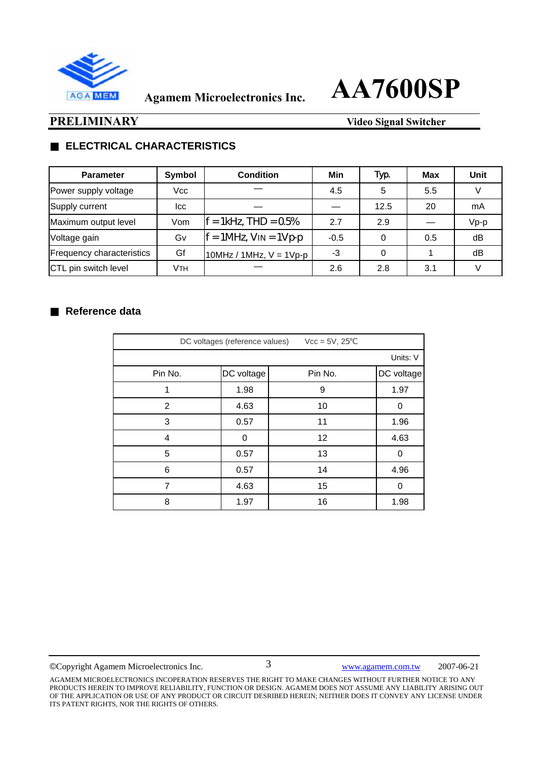Agamem Microelectronics Inc. **AA7600SP**

**PRELIMINARY** **Video Signal Switcher**

## ■ ELECTRICAL CHARACTERISTICS

| Parameter | Symbol | Condition | Min | Typ. | Max | Unit |
|---|---|---|---|---|---|---|
| Power supply voltage | Vcc | — | 4.5 | 5 | 5.5 | V |
| Supply current | Icc | — | — | 12.5 | 20 | mA |
| Maximum output level | Vom | f = 1kHz, THD = 0.5% | 2.7 | 2.9 | — | Vp-p |
| Voltage gain | Gv | f = 1MHz, $V_{IN}$ = 1Vp-p | -0.5 | 0 | 0.5 | dB |
| Frequency characteristics | Gf | 10MHz / 1MHz, V = 1Vp-p | -3 | 0 | 1 | dB |
| CTL pin switch level | $V_{TH}$ | — | 2.6 | 2.8 | 3.1 | V |

## ■ Reference data

| DC voltages (reference values) Vcc = 5V, 25℃ | | | |
|---|---|---|---|
| | | | Units: V |
| Pin No. | DC voltage | Pin No. | DC voltage |
| 1 | 1.98 | 9 | 1.97 |
| 2 | 4.63 | 10 | 0 |
| 3 | 0.57 | 11 | 1.96 |
| 4 | 0 | 12 | 4.63 |
| 5 | 0.57 | 13 | 0 |
| 6 | 0.57 | 14 | 4.96 |
| 7 | 4.63 | 15 | 0 |
| 8 | 1.97 | 16 | 1.98 |

©Copyright Agamem Microelectronics Inc. www.agamem.com.tw 2007-06-21

AGAMEM MICROELECTRONICS INCOPERATION RESERVES THE RIGHT TO MAKE CHANGES WITHOUT FURTHER NOTICE TO ANY PRODUCTS HEREIN TO IMPROVE RELIABILITY, FUNCTION OR DESIGN. AGAMEM DOES NOT ASSUME ANY LIABILITY ARISING OUT OF THE APPLICATION OR USE OF ANY PRODUCT OR CIRCUIT DESRIBED HEREIN; NEITHER DOES IT CONVEY ANY LICENSE UNDER ITS PATENT RIGHTS, NOR THE RIGHTS OF OTHERS.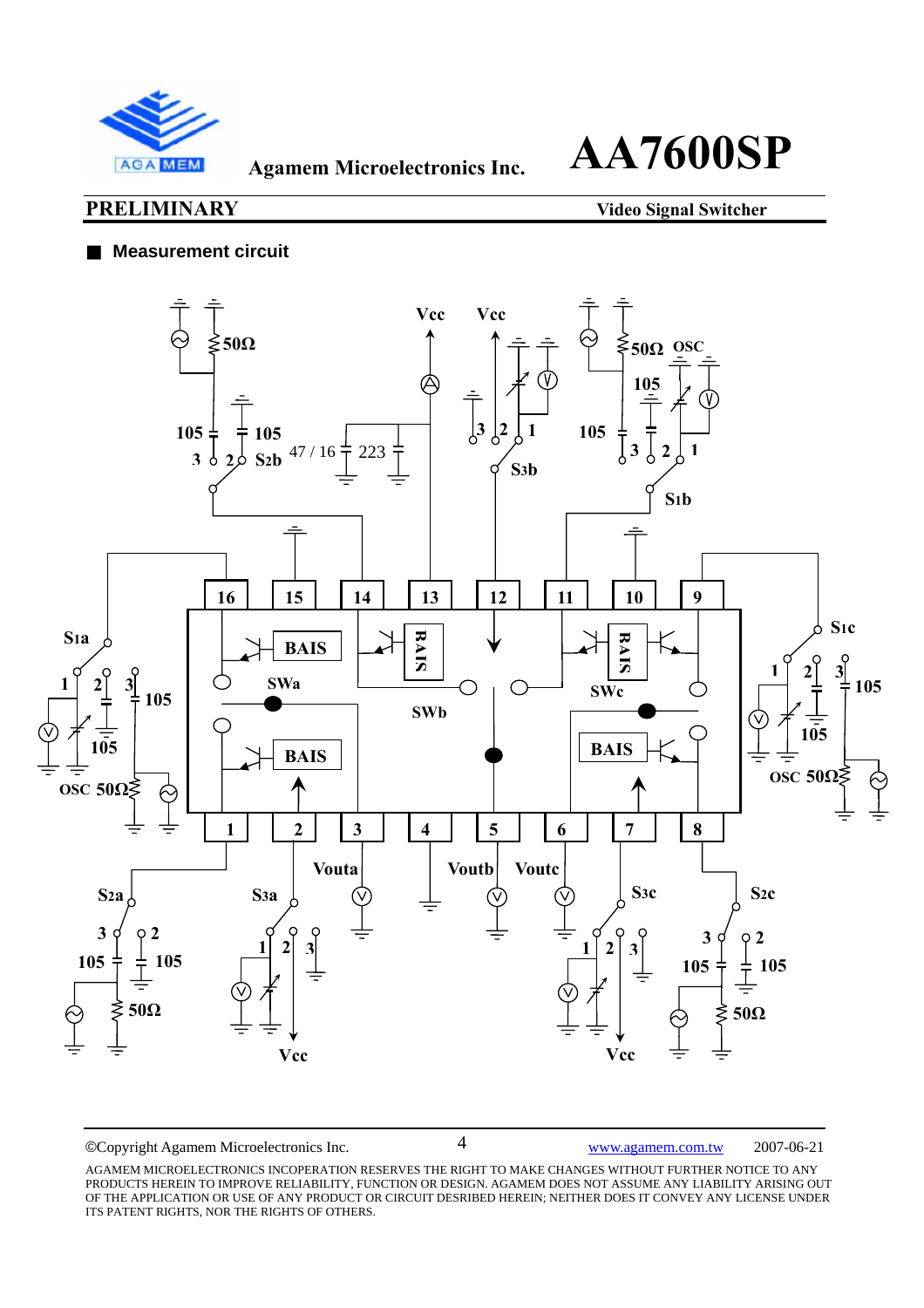## ■ Measurement circuit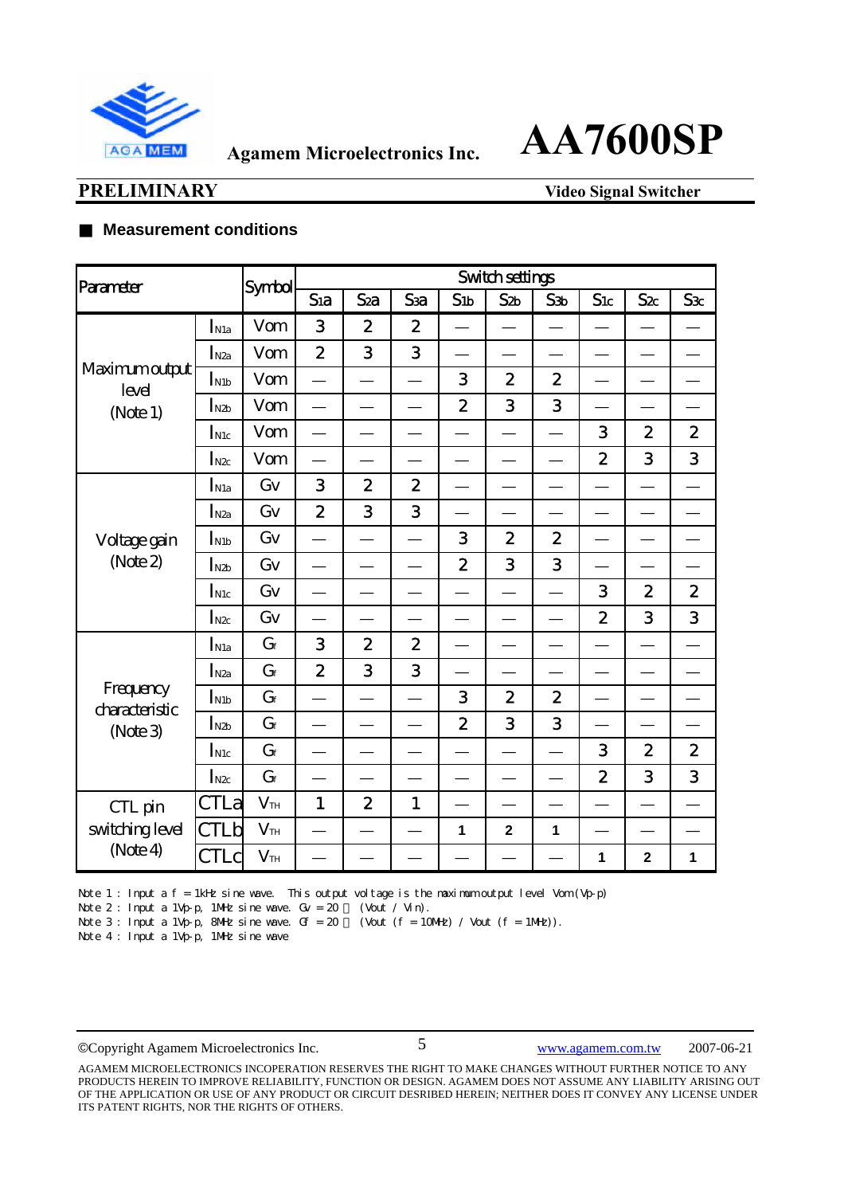## ■ Measurement conditions

| Parameter | | Symbol | Switch settings | | | | | | | | |
|---|---|---|---|---|---|---|---|---|---|---|---|
| | | | $S_{1a}$ | $S_{2a}$ | $S_{3a}$ | $S_{1b}$ | $S_{2b}$ | $S_{3b}$ | $S_{1c}$ | $S_{2c}$ | $S_{3c}$ |
| Maximum output level (Note 1) | $I_{N1a}$ | Vom | 3 | 2 | 2 | — | — | — | — | — | — |
| | $I_{N2a}$ | Vom | 2 | 3 | 3 | — | — | — | — | — | — |
| | $I_{N1b}$ | Vom | — | — | — | 3 | 2 | 2 | — | — | — |
| | $I_{N2b}$ | Vom | — | — | — | 2 | 3 | 3 | — | — | — |
| | $I_{N1c}$ | Vom | — | — | — | — | — | — | 3 | 2 | 2 |
| | $I_{N2c}$ | Vom | — | — | — | — | — | — | 2 | 3 | 3 |
| Voltage gain (Note 2) | $I_{N1a}$ | Gv | 3 | 2 | 2 | — | — | — | — | — | — |
| | $I_{N2a}$ | Gv | 2 | 3 | 3 | — | — | — | — | — | — |
| | $I_{N1b}$ | Gv | — | — | — | 3 | 2 | 2 | — | — | — |
| | $I_{N2b}$ | Gv | — | — | — | 2 | 3 | 3 | — | — | — |
| | $I_{N1c}$ | Gv | — | — | — | — | — | — | 3 | 2 | 2 |
| | $I_{N2c}$ | Gv | — | — | — | — | — | — | 2 | 3 | 3 |
| Frequency characteristic (Note 3) | $I_{N1a}$ | $G_f$ | 3 | 2 | 2 | — | — | — | — | — | — |
| | $I_{N2a}$ | $G_f$ | 2 | 3 | 3 | — | — | — | — | — | — |
| | $I_{N1b}$ | $G_f$ | — | — | — | 3 | 2 | 2 | — | — | — |
| | $I_{N2b}$ | $G_f$ | — | — | — | 2 | 3 | 3 | — | — | — |
| | $I_{N1c}$ | $G_f$ | — | — | — | — | — | — | 3 | 2 | 2 |
| | $I_{N2c}$ | $G_f$ | — | — | — | — | — | — | 2 | 3 | 3 |
| CTL pin switching level (Note 4) | CTLa | $V_{TH}$ | 1 | 2 | 1 | — | — | — | — | — | — |
| | CTLb | $V_{TH}$ | — | — | — | 1 | 2 | 1 | — | — | — |
| | CTLc | $V_{TH}$ | — | — | — | — | — | — | 1 | 2 | 1 |

Note 1 : Input a f = 1kHz sine wave. This output voltage is the maximum output level Vom(Vp-p)
Note 2 : Input a 1Vp-p, 1MHz sine wave. Gv = 20 (Vout / Vin).
Note 3 : Input a 1Vp-p, 8MHz sine wave. Gf = 20 (Vout (f = 10MHz) / Vout (f = 1MHz)).
Note 4 : Input a 1Vp-p, 1MHz sine wave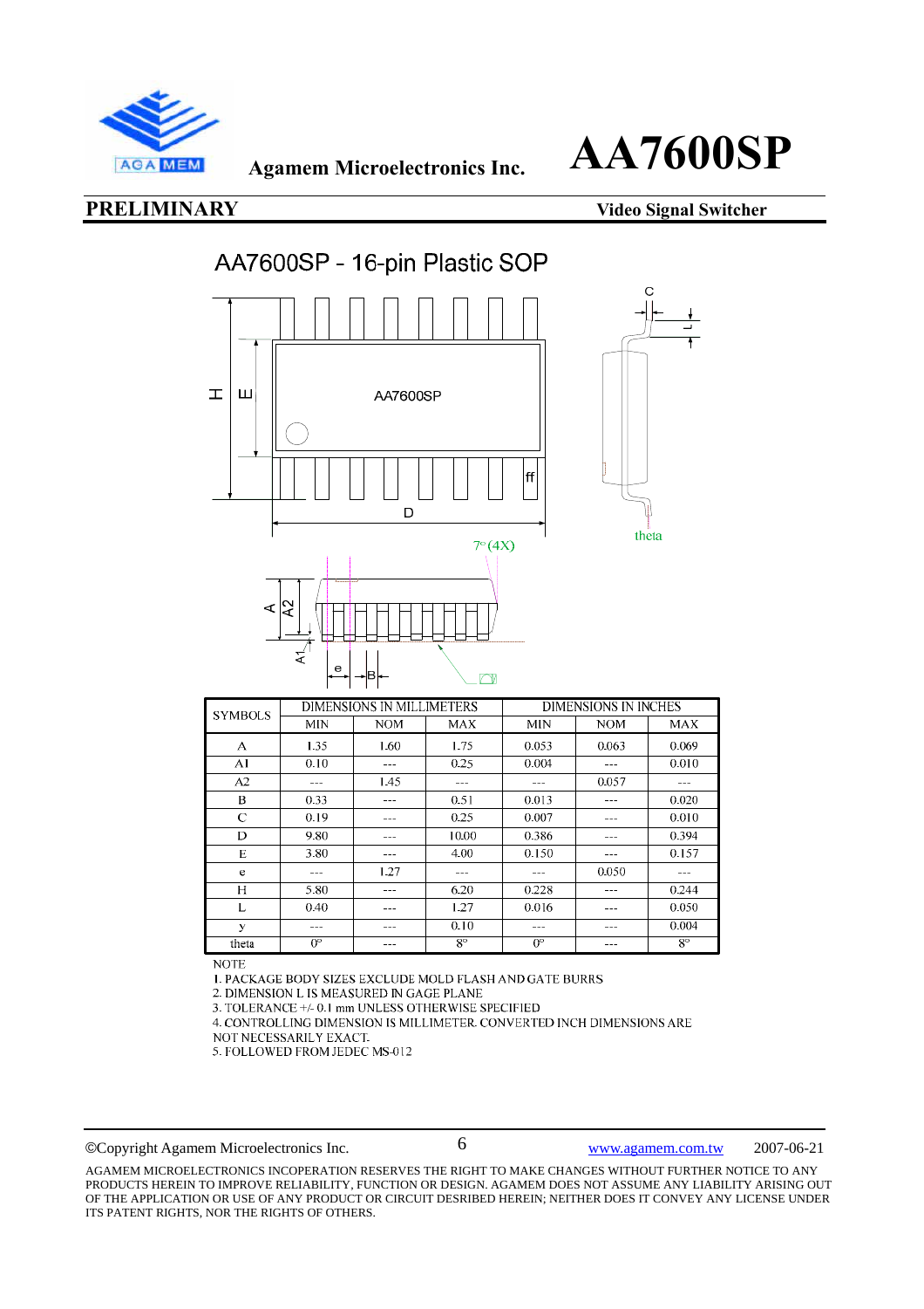Agamem Microelectronics Inc.

# AA7600SP

**PRELIMINARY** **Video Signal Switcher**

## AA7600SP - 16-pin Plastic SOP

H
E
AA7600SP
ff
D
C
L
theta
7° (4X)
A
A2
A1
e
B

| SYMBOLS | DIMENSIONS IN MILLIMETERS | | | DIMENSIONS IN INCHES | | |
|---|---|---|---|---|---|---|
| | MIN | NOM | MAX | MIN | NOM | MAX |
| A | 1.35 | 1.60 | 1.75 | 0.053 | 0.063 | 0.069 |
| A1 | 0.10 | --- | 0.25 | 0.004 | --- | 0.010 |
| A2 | --- | 1.45 | --- | --- | 0.057 | --- |
| B | 0.33 | --- | 0.51 | 0.013 | --- | 0.020 |
| C | 0.19 | --- | 0.25 | 0.007 | --- | 0.010 |
| D | 9.80 | --- | 10.00 | 0.386 | --- | 0.394 |
| E | 3.80 | --- | 4.00 | 0.150 | --- | 0.157 |
| e | --- | 1.27 | --- | --- | 0.050 | --- |
| H | 5.80 | --- | 6.20 | 0.228 | --- | 0.244 |
| L | 0.40 | --- | 1.27 | 0.016 | --- | 0.050 |
| y | --- | --- | 0.10 | --- | --- | 0.004 |
| theta | 0° | --- | 8° | 0° | --- | 8° |

NOTE

1. PACKAGE BODY SIZES EXCLUDE MOLD FLASH AND GATE BURRS
2. DIMENSION L IS MEASURED IN GAGE PLANE
3. TOLERANCE +/- 0.1 mm UNLESS OTHERWISE SPECIFIED
4. CONTROLLING DIMENSION IS MILLIMETER. CONVERTED INCH DIMENSIONS ARE NOT NECESSARILY EXACT.
5. FOLLOWED FROM JEDEC MS-012

©Copyright Agamem Microelectronics Inc. www.agamem.com.tw 2007-06-21

AGAMEM MICROELECTRONICS INCOPERATION RESERVES THE RIGHT TO MAKE CHANGES WITHOUT FURTHER NOTICE TO ANY PRODUCTS HEREIN TO IMPROVE RELIABILITY, FUNCTION OR DESIGN. AGAMEM DOES NOT ASSUME ANY LIABILITY ARISING OUT OF THE APPLICATION OR USE OF ANY PRODUCT OR CIRCUIT DESRIBED HEREIN; NEITHER DOES IT CONVEY ANY LICENSE UNDER ITS PATENT RIGHTS, NOR THE RIGHTS OF OTHERS.